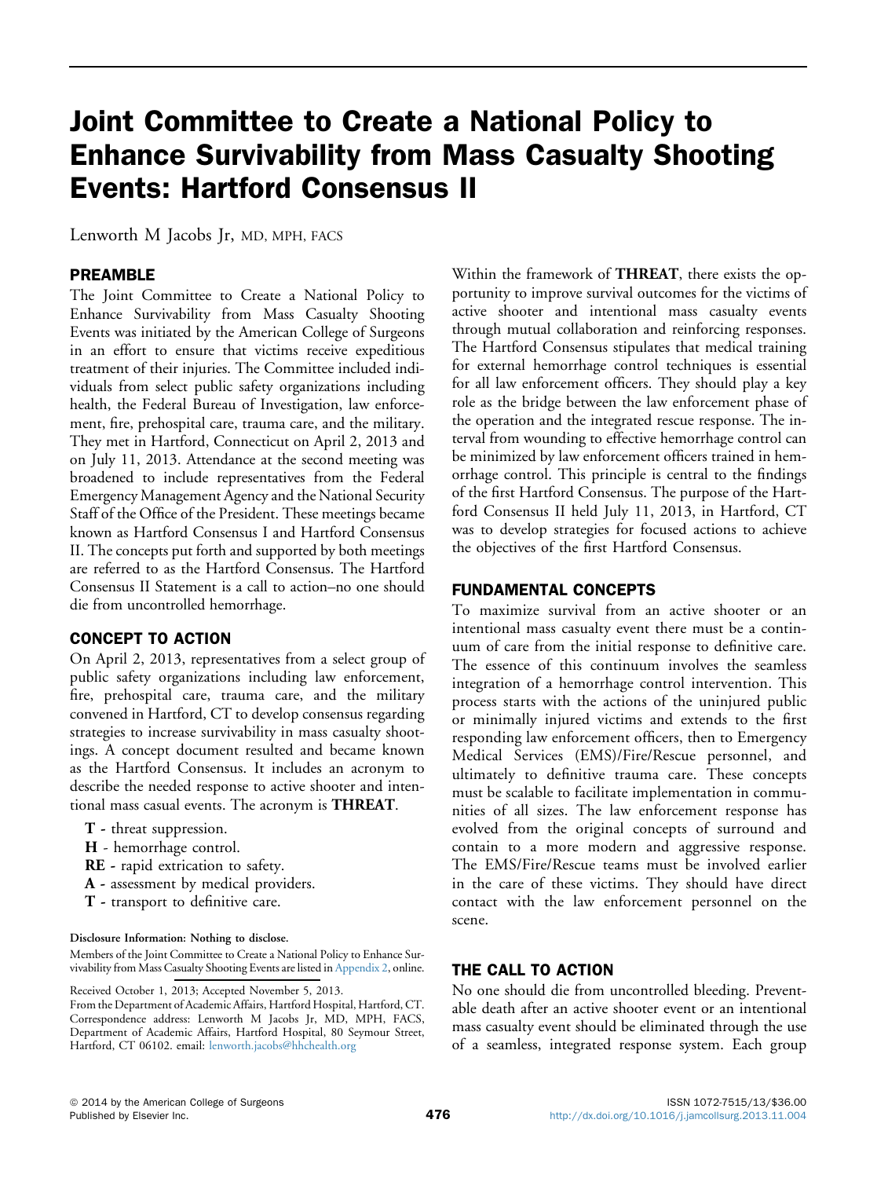# Joint Committee to Create a National Policy to Enhance Survivability from Mass Casualty Shooting Events: Hartford Consensus II

Lenworth M Jacobs Jr, MD, MPH, FACS

## PREAMBLE

The Joint Committee to Create a National Policy to Enhance Survivability from Mass Casualty Shooting Events was initiated by the American College of Surgeons in an effort to ensure that victims receive expeditious treatment of their injuries. The Committee included individuals from select public safety organizations including health, the Federal Bureau of Investigation, law enforcement, fire, prehospital care, trauma care, and the military. They met in Hartford, Connecticut on April 2, 2013 and on July 11, 2013. Attendance at the second meeting was broadened to include representatives from the Federal Emergency Management Agency and the National Security Staff of the Office of the President. These meetings became known as Hartford Consensus I and Hartford Consensus II. The concepts put forth and supported by both meetings are referred to as the Hartford Consensus. The Hartford Consensus II Statement is a call to action–no one should die from uncontrolled hemorrhage.

## CONCEPT TO ACTION

On April 2, 2013, representatives from a select group of public safety organizations including law enforcement, fire, prehospital care, trauma care, and the military convened in Hartford, CT to develop consensus regarding strategies to increase survivability in mass casualty shootings. A concept document resulted and became known as the Hartford Consensus. It includes an acronym to describe the needed response to active shooter and intentional mass casual events. The acronym is **THREAT**.

- **T** - threat suppression.
- **H** - hemorrhage control.
- **RE** - rapid extrication to safety.
- **A** - assessment by medical providers.
- **T** - transport to definitive care.

Within the framework of **THREAT**, there exists the opportunity to improve survival outcomes for the victims of active shooter and intentional mass casualty events through mutual collaboration and reinforcing responses. The Hartford Consensus stipulates that medical training for external hemorrhage control techniques is essential for all law enforcement officers. They should play a key role as the bridge between the law enforcement phase of the operation and the integrated rescue response. The interval from wounding to effective hemorrhage control can be minimized by law enforcement officers trained in hemorrhage control. This principle is central to the findings of the first Hartford Consensus. The purpose of the Hartford Consensus II held July 11, 2013, in Hartford, CT was to develop strategies for focused actions to achieve the objectives of the first Hartford Consensus.

## FUNDAMENTAL CONCEPTS

To maximize survival from an active shooter or an intentional mass casualty event there must be a continuum of care from the initial response to definitive care. The essence of this continuum involves the seamless integration of a hemorrhage control intervention. This process starts with the actions of the uninjured public or minimally injured victims and extends to the first responding law enforcement officers, then to Emergency Medical Services (EMS)/Fire/Rescue personnel, and ultimately to definitive trauma care. These concepts must be scalable to facilitate implementation in communities of all sizes. The law enforcement response has evolved from the original concepts of surround and contain to a more modern and aggressive response. The EMS/Fire/Rescue teams must be involved earlier in the care of these victims. They should have direct contact with the law enforcement personnel on the scene.

## THE CALL TO ACTION

No one should die from uncontrolled bleeding. Preventable death after an active shooter event or an intentional mass casualty event should be eliminated through the use of a seamless, integrated response system. Each group

**Disclosure Information: Nothing to disclose.**

Members of the Joint Committee to Create a National Policy to Enhance Survivability from Mass Casualty Shooting Events are listed in Appendix 2, online.

Received October 1, 2013; Accepted November 5, 2013.

From the Department of Academic Affairs, Hartford Hospital, Hartford, CT. Correspondence address: Lenworth M Jacobs Jr, MD, MPH, FACS, Department of Academic Affairs, Hartford Hospital, 80 Seymour Street, Hartford, CT 06102. email: lenworth.jacobs@hhchealth.org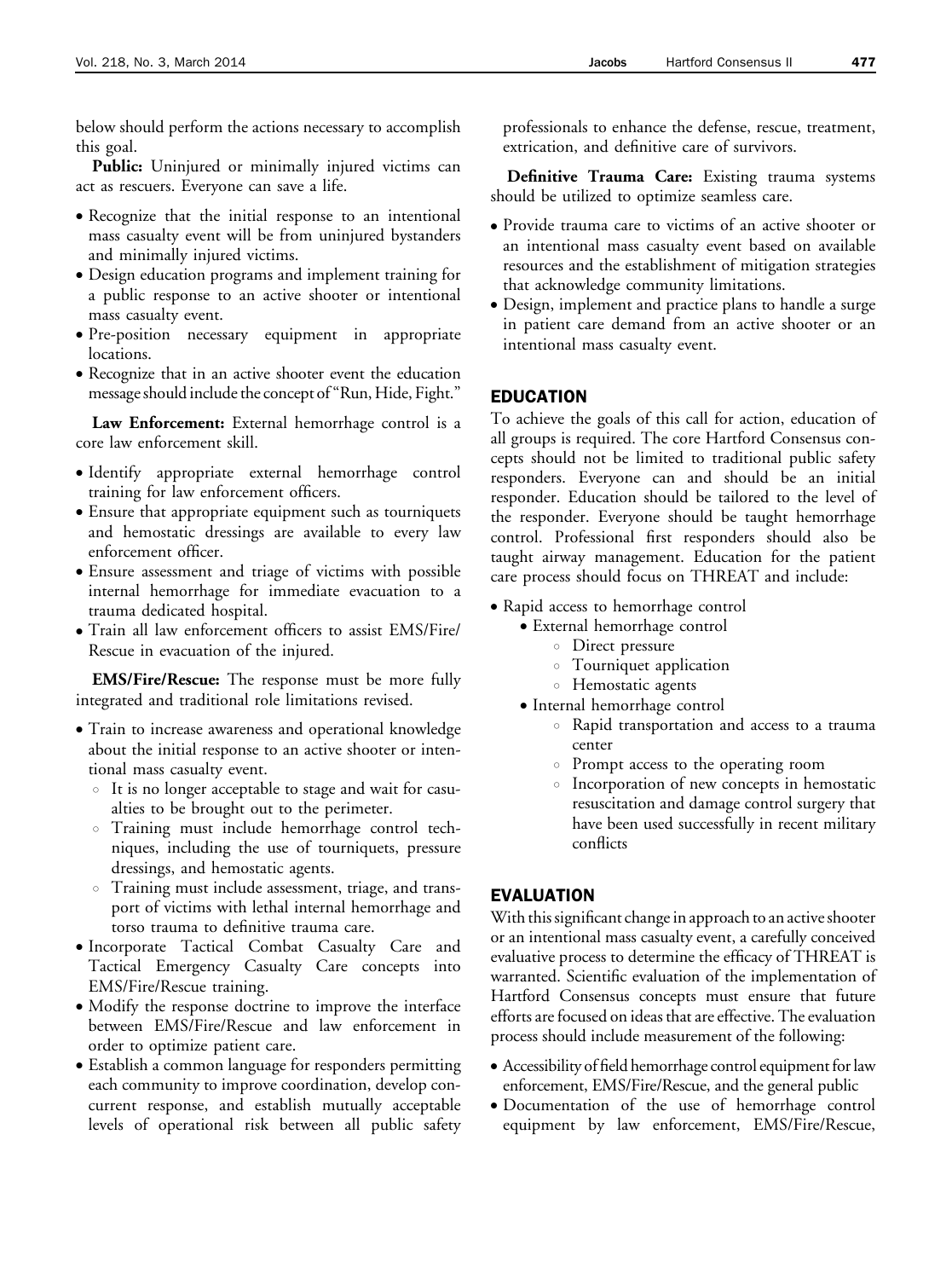below should perform the actions necessary to accomplish this goal.

**Public:** Uninjured or minimally injured victims can act as rescuers. Everyone can save a life.

- Recognize that the initial response to an intentional mass casualty event will be from uninjured bystanders and minimally injured victims.
- Design education programs and implement training for a public response to an active shooter or intentional mass casualty event.
- Pre-position necessary equipment in appropriate locations.
- Recognize that in an active shooter event the education message should include the concept of "Run, Hide, Fight."

**Law Enforcement:** External hemorrhage control is a core law enforcement skill.

- Identify appropriate external hemorrhage control training for law enforcement officers.
- Ensure that appropriate equipment such as tourniquets and hemostatic dressings are available to every law enforcement officer.
- Ensure assessment and triage of victims with possible internal hemorrhage for immediate evacuation to a trauma dedicated hospital.
- Train all law enforcement officers to assist EMS/Fire/Rescue in evacuation of the injured.

**EMS/Fire/Rescue:** The response must be more fully integrated and traditional role limitations revised.

- Train to increase awareness and operational knowledge about the initial response to an active shooter or intentional mass casualty event.
  - It is no longer acceptable to stage and wait for casualties to be brought out to the perimeter.
  - Training must include hemorrhage control techniques, including the use of tourniquets, pressure dressings, and hemostatic agents.
  - Training must include assessment, triage, and transport of victims with lethal internal hemorrhage and torso trauma to definitive trauma care.
- Incorporate Tactical Combat Casualty Care and Tactical Emergency Casualty Care concepts into EMS/Fire/Rescue training.
- Modify the response doctrine to improve the interface between EMS/Fire/Rescue and law enforcement in order to optimize patient care.
- Establish a common language for responders permitting each community to improve coordination, develop concurrent response, and establish mutually acceptable levels of operational risk between all public safety professionals to enhance the defense, rescue, treatment, extrication, and definitive care of survivors.

**Definitive Trauma Care:** Existing trauma systems should be utilized to optimize seamless care.

- Provide trauma care to victims of an active shooter or an intentional mass casualty event based on available resources and the establishment of mitigation strategies that acknowledge community limitations.
- Design, implement and practice plans to handle a surge in patient care demand from an active shooter or an intentional mass casualty event.

## EDUCATION

To achieve the goals of this call for action, education of all groups is required. The core Hartford Consensus concepts should not be limited to traditional public safety responders. Everyone can and should be an initial responder. Education should be tailored to the level of the responder. Everyone should be taught hemorrhage control. Professional first responders should also be taught airway management. Education for the patient care process should focus on THREAT and include:

- Rapid access to hemorrhage control
  - External hemorrhage control
    - Direct pressure
    - Tourniquet application
    - Hemostatic agents
  - Internal hemorrhage control
    - Rapid transportation and access to a trauma center
    - Prompt access to the operating room
    - Incorporation of new concepts in hemostatic resuscitation and damage control surgery that have been used successfully in recent military conflicts

## EVALUATION

With this significant change in approach to an active shooter or an intentional mass casualty event, a carefully conceived evaluative process to determine the efficacy of THREAT is warranted. Scientific evaluation of the implementation of Hartford Consensus concepts must ensure that future efforts are focused on ideas that are effective. The evaluation process should include measurement of the following:

- Accessibility of field hemorrhage control equipment for law enforcement, EMS/Fire/Rescue, and the general public
- Documentation of the use of hemorrhage control equipment by law enforcement, EMS/Fire/Rescue,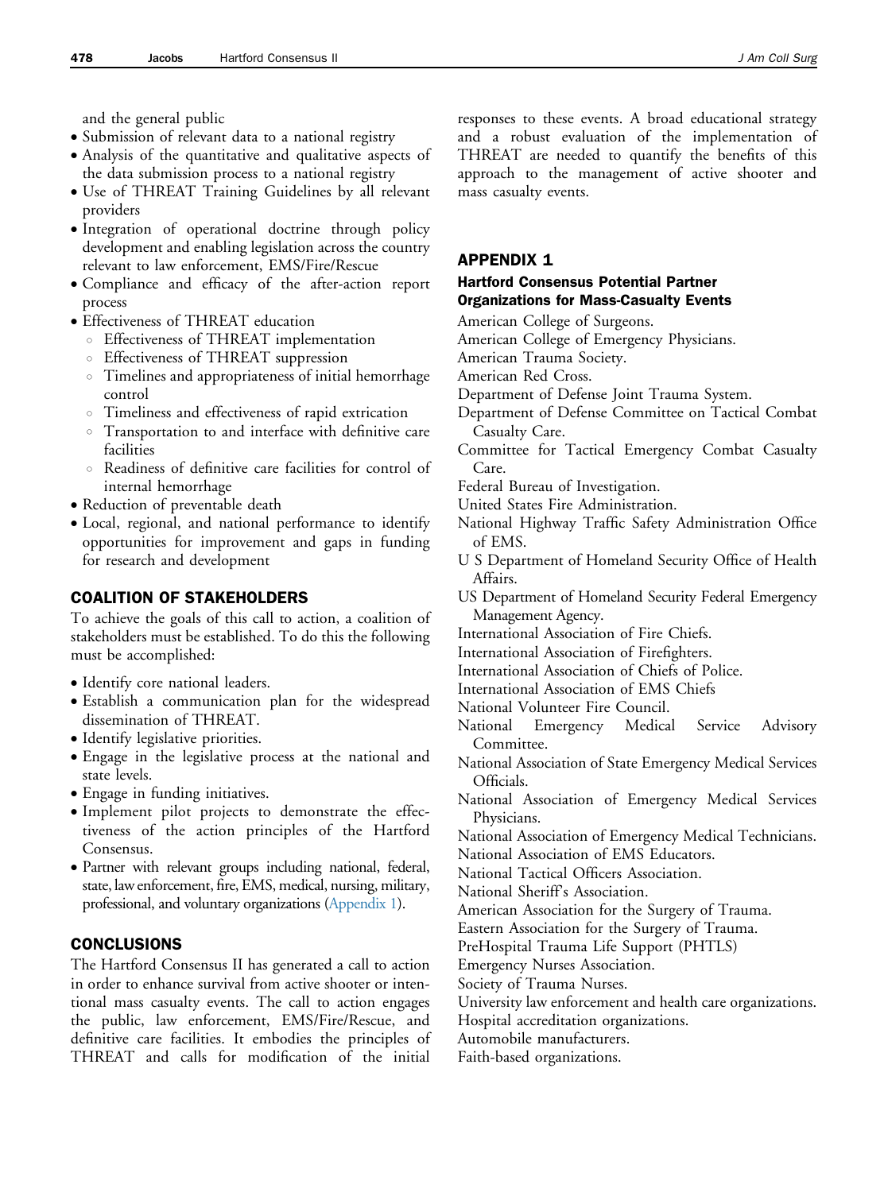and the general public

- Submission of relevant data to a national registry
- Analysis of the quantitative and qualitative aspects of the data submission process to a national registry
- Use of THREAT Training Guidelines by all relevant providers
- Integration of operational doctrine through policy development and enabling legislation across the country relevant to law enforcement, EMS/Fire/Rescue
- Compliance and efficacy of the after-action report process
- Effectiveness of THREAT education
  - Effectiveness of THREAT implementation
  - Effectiveness of THREAT suppression
  - Timelines and appropriateness of initial hemorrhage control
  - Timeliness and effectiveness of rapid extrication
  - Transportation to and interface with definitive care facilities
  - Readiness of definitive care facilities for control of internal hemorrhage
- Reduction of preventable death
- Local, regional, and national performance to identify opportunities for improvement and gaps in funding for research and development

## COALITION OF STAKEHOLDERS

To achieve the goals of this call to action, a coalition of stakeholders must be established. To do this the following must be accomplished:

- Identify core national leaders.
- Establish a communication plan for the widespread dissemination of THREAT.
- Identify legislative priorities.
- Engage in the legislative process at the national and state levels.
- Engage in funding initiatives.
- Implement pilot projects to demonstrate the effectiveness of the action principles of the Hartford Consensus.
- Partner with relevant groups including national, federal, state, law enforcement, fire, EMS, medical, nursing, military, professional, and voluntary organizations (Appendix 1).

## CONCLUSIONS

The Hartford Consensus II has generated a call to action in order to enhance survival from active shooter or intentional mass casualty events. The call to action engages the public, law enforcement, EMS/Fire/Rescue, and definitive care facilities. It embodies the principles of THREAT and calls for modification of the initial responses to these events. A broad educational strategy and a robust evaluation of the implementation of THREAT are needed to quantify the benefits of this approach to the management of active shooter and mass casualty events.

## APPENDIX 1

### Hartford Consensus Potential Partner Organizations for Mass-Casualty Events

American College of Surgeons.
American College of Emergency Physicians.
American Trauma Society.
American Red Cross.
Department of Defense Joint Trauma System.
Department of Defense Committee on Tactical Combat Casualty Care.
Committee for Tactical Emergency Combat Casualty Care.
Federal Bureau of Investigation.
United States Fire Administration.
National Highway Traffic Safety Administration Office of EMS.
U S Department of Homeland Security Office of Health Affairs.
US Department of Homeland Security Federal Emergency Management Agency.
International Association of Fire Chiefs.
International Association of Firefighters.
International Association of Chiefs of Police.
International Association of EMS Chiefs
National Volunteer Fire Council.
National Emergency Medical Service Advisory Committee.
National Association of State Emergency Medical Services Officials.
National Association of Emergency Medical Services Physicians.
National Association of Emergency Medical Technicians.
National Association of EMS Educators.
National Tactical Officers Association.
National Sheriff's Association.
American Association for the Surgery of Trauma.
Eastern Association for the Surgery of Trauma.
PreHospital Trauma Life Support (PHTLS)
Emergency Nurses Association.
Society of Trauma Nurses.
University law enforcement and health care organizations.
Hospital accreditation organizations.
Automobile manufacturers.
Faith-based organizations.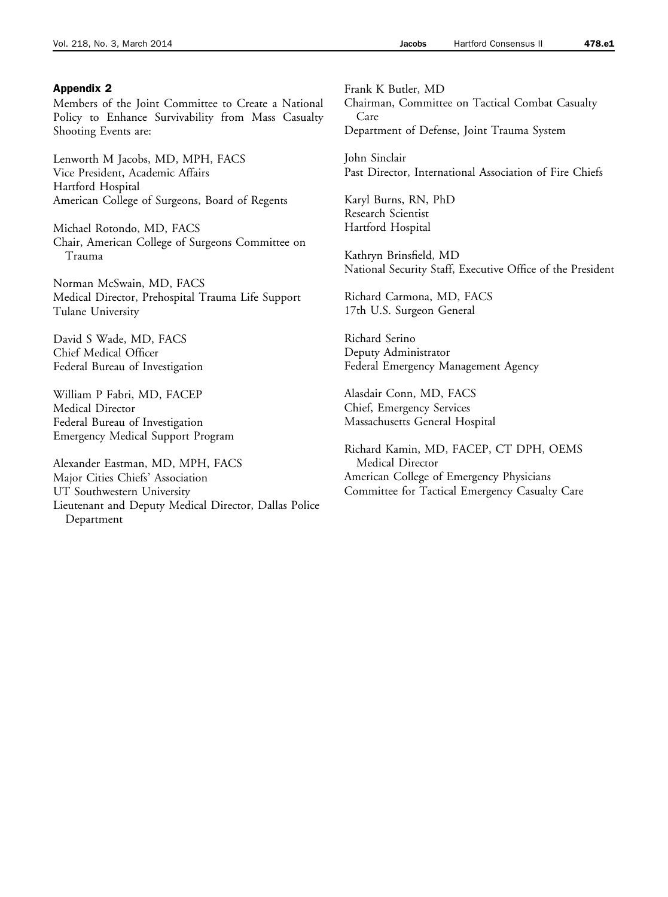## Appendix 2

Members of the Joint Committee to Create a National Policy to Enhance Survivability from Mass Casualty Shooting Events are:

Lenworth M Jacobs, MD, MPH, FACS
Vice President, Academic Affairs
Hartford Hospital
American College of Surgeons, Board of Regents

Michael Rotondo, MD, FACS
Chair, American College of Surgeons Committee on Trauma

Norman McSwain, MD, FACS
Medical Director, Prehospital Trauma Life Support
Tulane University

David S Wade, MD, FACS
Chief Medical Officer
Federal Bureau of Investigation

William P Fabri, MD, FACEP
Medical Director
Federal Bureau of Investigation
Emergency Medical Support Program

Alexander Eastman, MD, MPH, FACS
Major Cities Chiefs' Association
UT Southwestern University
Lieutenant and Deputy Medical Director, Dallas Police Department

Frank K Butler, MD
Chairman, Committee on Tactical Combat Casualty Care
Department of Defense, Joint Trauma System

John Sinclair
Past Director, International Association of Fire Chiefs

Karyl Burns, RN, PhD
Research Scientist
Hartford Hospital

Kathryn Brinsfield, MD
National Security Staff, Executive Office of the President

Richard Carmona, MD, FACS
17th U.S. Surgeon General

Richard Serino
Deputy Administrator
Federal Emergency Management Agency

Alasdair Conn, MD, FACS
Chief, Emergency Services
Massachusetts General Hospital

Richard Kamin, MD, FACEP, CT DPH, OEMS Medical Director
American College of Emergency Physicians
Committee for Tactical Emergency Casualty Care